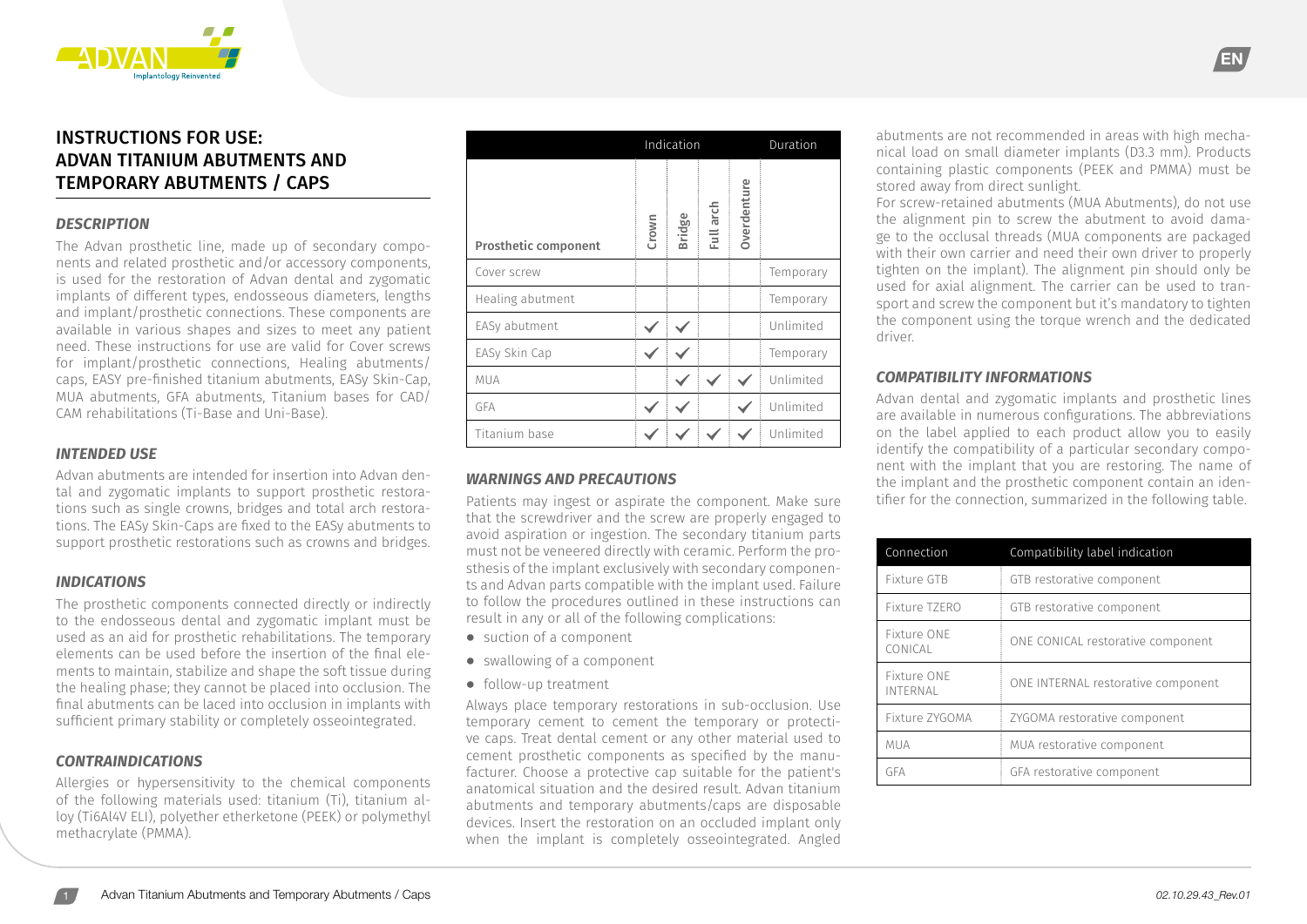# INSTRUCTIONS FOR USE: ADVAN TITANIUM ABUTMENTS AND TEMPORARY ABUTMENTS / CAPS

### *DESCRIPTION*

The Advan prosthetic line, made up of secondary components and related prosthetic and/or accessory components, is used for the restoration of Advan dental and zygomatic implants of different types, endosseous diameters, lengths and implant/prosthetic connections. These components are available in various shapes and sizes to meet any patient need. These instructions for use are valid for Cover screws for implant/prosthetic connections, Healing abutments/caps, EASY pre-finished titanium abutments, EASy Skin-Cap, MUA abutments, GFA abutments, Titanium bases for CAD/CAM rehabilitations (Ti-Base and Uni-Base).

### *INTENDED USE*

Advan abutments are intended for insertion into Advan dental and zygomatic implants to support prosthetic restorations such as single crowns, bridges and total arch restorations. The EASy Skin-Caps are fixed to the EASy abutments to support prosthetic restorations such as crowns and bridges.

### *INDICATIONS*

The prosthetic components connected directly or indirectly to the endosseous dental and zygomatic implant must be used as an aid for prosthetic rehabilitations. The temporary elements can be used before the insertion of the final elements to maintain, stabilize and shape the soft tissue during the healing phase; they cannot be placed into occlusion. The final abutments can be laced into occlusion in implants with sufficient primary stability or completely osseointegrated.

### *CONTRAINDICATIONS*

Allergies or hypersensitivity to the chemical components of the following materials used: titanium (Ti), titanium alloy (Ti6Al4V ELI), polyether etherketone (PEEK) or polymethyl methacrylate (PMMA).

| | Indication | | | | Duration |
|---|---|---|---|---|---|
| Prosthetic component | Crown | Bridge | Full arch | Overdenture | |
| Cover screw | | | | | Temporary |
| Healing abutment | | | | | Temporary |
| EASy abutment | ✓ | ✓ | | | Unlimited |
| EASy Skin Cap | ✓ | ✓ | | | Temporary |
| MUA | | ✓ | ✓ | ✓ | Unlimited |
| GFA | ✓ | ✓ | | ✓ | Unlimited |
| Titanium base | ✓ | ✓ | ✓ | ✓ | Unlimited |

### *WARNINGS AND PRECAUTIONS*

Patients may ingest or aspirate the component. Make sure that the screwdriver and the screw are properly engaged to avoid aspiration or ingestion. The secondary titanium parts must not be veneered directly with ceramic. Perform the prosthesis of the implant exclusively with secondary components and Advan parts compatible with the implant used. Failure to follow the procedures outlined in these instructions can result in any or all of the following complications:

- suction of a component
- swallowing of a component
- follow-up treatment

Always place temporary restorations in sub-occlusion. Use temporary cement to cement the temporary or protective caps. Treat dental cement or any other material used to cement prosthetic components as specified by the manufacturer. Choose a protective cap suitable for the patient's anatomical situation and the desired result. Advan titanium abutments and temporary abutments/caps are disposable devices. Insert the restoration on an occluded implant only when the implant is completely osseointegrated. Angled abutments are not recommended in areas with high mechanical load on small diameter implants (D3.3 mm). Products containing plastic components (PEEK and PMMA) must be stored away from direct sunlight.

For screw-retained abutments (MUA Abutments), do not use the alignment pin to screw the abutment to avoid damage to the occlusal threads (MUA components are packaged with their own carrier and need their own driver to properly tighten on the implant). The alignment pin should only be used for axial alignment. The carrier can be used to transport and screw the component but it's mandatory to tighten the component using the torque wrench and the dedicated driver.

### *COMPATIBILITY INFORMATIONS*

Advan dental and zygomatic implants and prosthetic lines are available in numerous configurations. The abbreviations on the label applied to each product allow you to easily identify the compatibility of a particular secondary component with the implant that you are restoring. The name of the implant and the prosthetic component contain an identifier for the connection, summarized in the following table.

| Connection | Compatibility label indication |
|---|---|
| Fixture GTB | GTB restorative component |
| Fixture TZERO | GTB restorative component |
| Fixture ONE CONICAL | ONE CONICAL restorative component |
| Fixture ONE INTERNAL | ONE INTERNAL restorative component |
| Fixture ZYGOMA | ZYGOMA restorative component |
| MUA | MUA restorative component |
| GFA | GFA restorative component |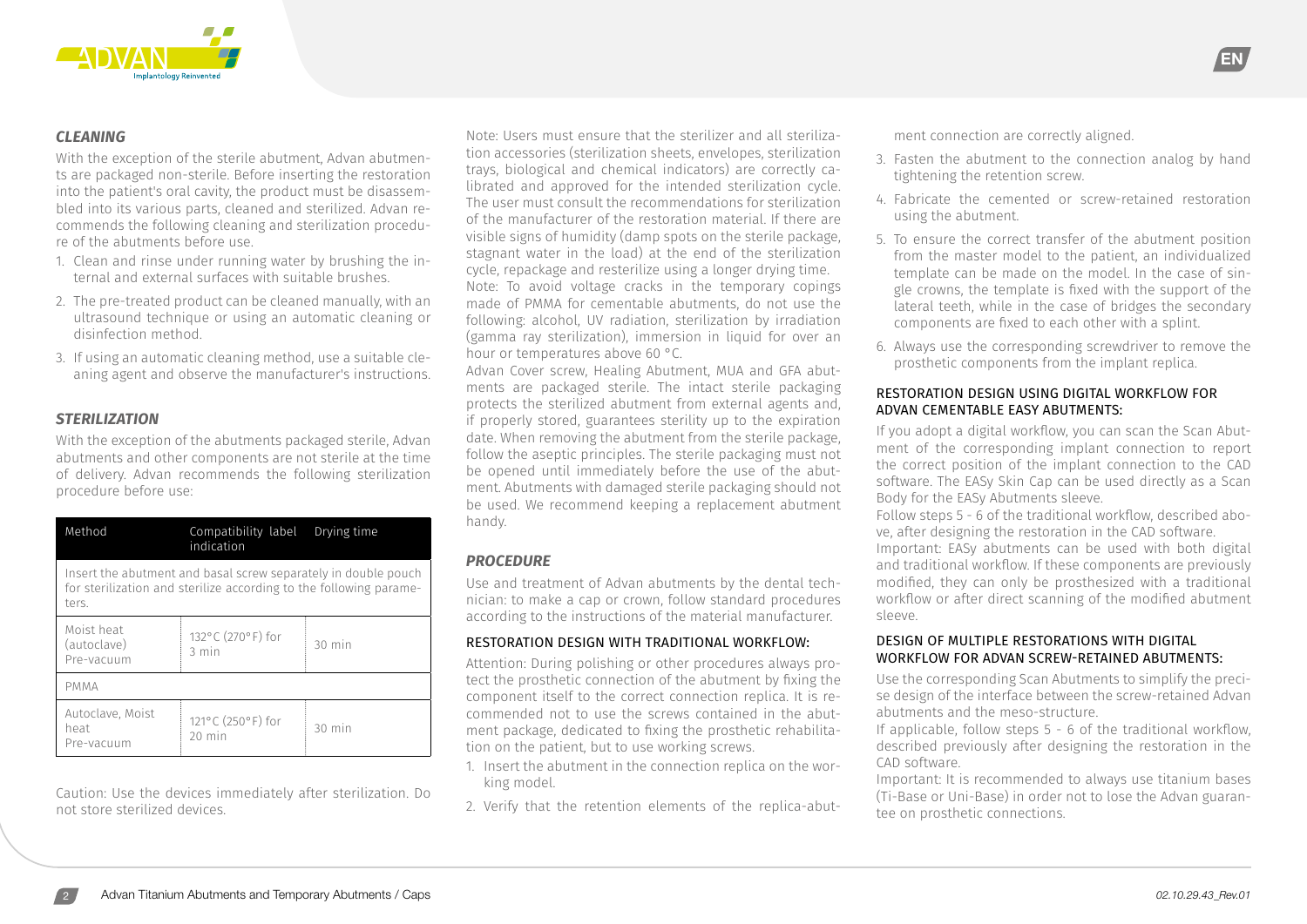### *CLEANING*

With the exception of the sterile abutment, Advan abutments are packaged non-sterile. Before inserting the restoration into the patient's oral cavity, the product must be disassembled into its various parts, cleaned and sterilized. Advan recommends the following cleaning and sterilization procedure of the abutments before use.

1. Clean and rinse under running water by brushing the internal and external surfaces with suitable brushes.
2. The pre-treated product can be cleaned manually, with an ultrasound technique or using an automatic cleaning or disinfection method.
3. If using an automatic cleaning method, use a suitable cleaning agent and observe the manufacturer's instructions.

### *STERILIZATION*

With the exception of the abutments packaged sterile, Advan abutments and other components are not sterile at the time of delivery. Advan recommends the following sterilization procedure before use:

| Method | Compatibility label indication | Drying time |
|---|---|---|
| Insert the abutment and basal screw separately in double pouch for sterilization and sterilize according to the following parameters. | | |
| Moist heat (autoclave) Pre-vacuum | 132°C (270°F) for 3 min | 30 min |
| PMMA | | |
| Autoclave, Moist heat Pre-vacuum | 121°C (250°F) for 20 min | 30 min |

Caution: Use the devices immediately after sterilization. Do not store sterilized devices.

Note: Users must ensure that the sterilizer and all sterilization accessories (sterilization sheets, envelopes, sterilization trays, biological and chemical indicators) are correctly calibrated and approved for the intended sterilization cycle. The user must consult the recommendations for sterilization of the manufacturer of the restoration material. If there are visible signs of humidity (damp spots on the sterile package, stagnant water in the load) at the end of the sterilization cycle, repackage and resterilize using a longer drying time.
Note: To avoid voltage cracks in the temporary copings made of PMMA for cementable abutments, do not use the following: alcohol, UV radiation, sterilization by irradiation (gamma ray sterilization), immersion in liquid for over an hour or temperatures above 60 °C.
Advan Cover screw, Healing Abutment, MUA and GFA abutments are packaged sterile. The intact sterile packaging protects the sterilized abutment from external agents and, if properly stored, guarantees sterility up to the expiration date. When removing the abutment from the sterile package, follow the aseptic principles. The sterile packaging must not be opened until immediately before the use of the abutment. Abutments with damaged sterile packaging should not be used. We recommend keeping a replacement abutment handy.

### *PROCEDURE*

Use and treatment of Advan abutments by the dental technician: to make a cap or crown, follow standard procedures according to the instructions of the material manufacturer.

#### RESTORATION DESIGN WITH TRADITIONAL WORKFLOW:

Attention: During polishing or other procedures always protect the prosthetic connection of the abutment by fixing the component itself to the correct connection replica. It is recommended not to use the screws contained in the abutment package, dedicated to fixing the prosthetic rehabilitation on the patient, but to use working screws.

1. Insert the abutment in the connection replica on the working model.
2. Verify that the retention elements of the replica-abutment connection are correctly aligned.
3. Fasten the abutment to the connection analog by hand tightening the retention screw.
4. Fabricate the cemented or screw-retained restoration using the abutment.
5. To ensure the correct transfer of the abutment position from the master model to the patient, an individualized template can be made on the model. In the case of single crowns, the template is fixed with the support of the lateral teeth, while in the case of bridges the secondary components are fixed to each other with a splint.
6. Always use the corresponding screwdriver to remove the prosthetic components from the implant replica.

#### RESTORATION DESIGN USING DIGITAL WORKFLOW FOR ADVAN CEMENTABLE EASY ABUTMENTS:

If you adopt a digital workflow, you can scan the Scan Abutment of the corresponding implant connection to report the correct position of the implant connection to the CAD software. The EASy Skin Cap can be used directly as a Scan Body for the EASy Abutments sleeve.
Follow steps 5 - 6 of the traditional workflow, described above, after designing the restoration in the CAD software.
Important: EASy abutments can be used with both digital and traditional workflow. If these components are previously modified, they can only be prosthesized with a traditional workflow or after direct scanning of the modified abutment sleeve.

#### DESIGN OF MULTIPLE RESTORATIONS WITH DIGITAL WORKFLOW FOR ADVAN SCREW-RETAINED ABUTMENTS:

Use the corresponding Scan Abutments to simplify the precise design of the interface between the screw-retained Advan abutments and the meso-structure.
If applicable, follow steps 5 - 6 of the traditional workflow, described previously after designing the restoration in the CAD software.
Important: It is recommended to always use titanium bases (Ti-Base or Uni-Base) in order not to lose the Advan guarantee on prosthetic connections.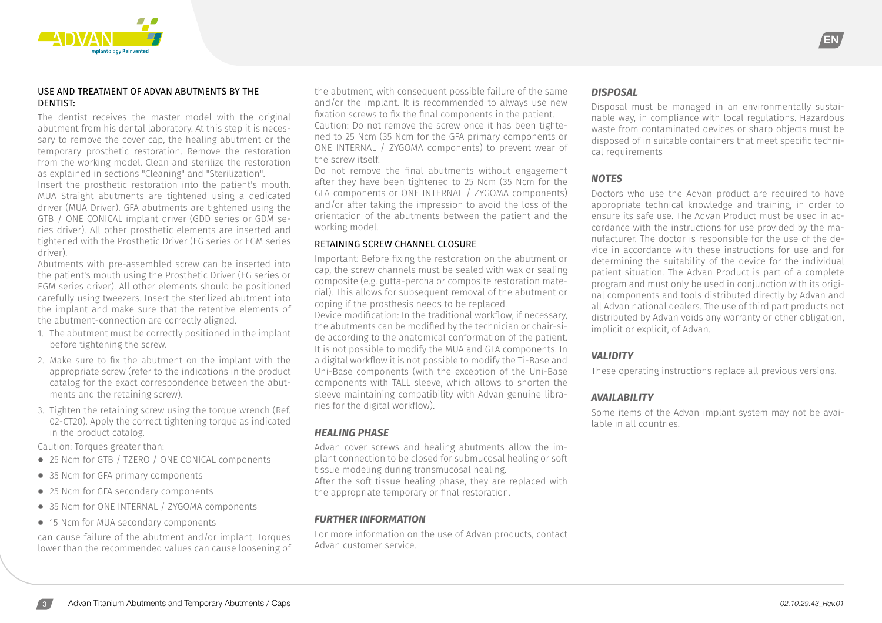## USE AND TREATMENT OF ADVAN ABUTMENTS BY THE DENTIST:

The dentist receives the master model with the original abutment from his dental laboratory. At this step it is necessary to remove the cover cap, the healing abutment or the temporary prosthetic restoration. Remove the restoration from the working model. Clean and sterilize the restoration as explained in sections "Cleaning" and "Sterilization".

Insert the prosthetic restoration into the patient's mouth. MUA Straight abutments are tightened using a dedicated driver (MUA Driver). GFA abutments are tightened using the GTB / ONE CONICAL implant driver (GDD series or GDM series driver). All other prosthetic elements are inserted and tightened with the Prosthetic Driver (EG series or EGM series driver).

Abutments with pre-assembled screw can be inserted into the patient's mouth using the Prosthetic Driver (EG series or EGM series driver). All other elements should be positioned carefully using tweezers. Insert the sterilized abutment into the implant and make sure that the retentive elements of the abutment-connection are correctly aligned.

1. The abutment must be correctly positioned in the implant before tightening the screw.
2. Make sure to fix the abutment on the implant with the appropriate screw (refer to the indications in the product catalog for the exact correspondence between the abutments and the retaining screw).
3. Tighten the retaining screw using the torque wrench (Ref. 02-CT20). Apply the correct tightening torque as indicated in the product catalog.

Caution: Torques greater than:

- 25 Ncm for GTB / TZERO / ONE CONICAL components
- 35 Ncm for GFA primary components
- 25 Ncm for GFA secondary components
- 35 Ncm for ONE INTERNAL / ZYGOMA components
- 15 Ncm for MUA secondary components

can cause failure of the abutment and/or implant. Torques lower than the recommended values can cause loosening of the abutment, with consequent possible failure of the same and/or the implant. It is recommended to always use new fixation screws to fix the final components in the patient.

Caution: Do not remove the screw once it has been tightened to 25 Ncm (35 Ncm for the GFA primary components or ONE INTERNAL / ZYGOMA components) to prevent wear of the screw itself.

Do not remove the final abutments without engagement after they have been tightened to 25 Ncm (35 Ncm for the GFA components or ONE INTERNAL / ZYGOMA components) and/or after taking the impression to avoid the loss of the orientation of the abutments between the patient and the working model.

## RETAINING SCREW CHANNEL CLOSURE

Important: Before fixing the restoration on the abutment or cap, the screw channels must be sealed with wax or sealing composite (e.g. gutta-percha or composite restoration material). This allows for subsequent removal of the abutment or coping if the prosthesis needs to be replaced.

Device modification: In the traditional workflow, if necessary, the abutments can be modified by the technician or chair-side according to the anatomical conformation of the patient. It is not possible to modify the MUA and GFA components. In a digital workflow it is not possible to modify the Ti-Base and Uni-Base components (with the exception of the Uni-Base components with TALL sleeve, which allows to shorten the sleeve maintaining compatibility with Advan genuine libraries for the digital workflow).

## *HEALING PHASE*

Advan cover screws and healing abutments allow the implant connection to be closed for submucosal healing or soft tissue modeling during transmucosal healing.

After the soft tissue healing phase, they are replaced with the appropriate temporary or final restoration.

## *FURTHER INFORMATION*

For more information on the use of Advan products, contact Advan customer service.

## *DISPOSAL*

Disposal must be managed in an environmentally sustainable way, in compliance with local regulations. Hazardous waste from contaminated devices or sharp objects must be disposed of in suitable containers that meet specific technical requirements

## *NOTES*

Doctors who use the Advan product are required to have appropriate technical knowledge and training, in order to ensure its safe use. The Advan Product must be used in accordance with the instructions for use provided by the manufacturer. The doctor is responsible for the use of the device in accordance with these instructions for use and for determining the suitability of the device for the individual patient situation. The Advan Product is part of a complete program and must only be used in conjunction with its original components and tools distributed directly by Advan and all Advan national dealers. The use of third part products not distributed by Advan voids any warranty or other obligation, implicit or explicit, of Advan.

## *VALIDITY*

These operating instructions replace all previous versions.

## *AVAILABILITY*

Some items of the Advan implant system may not be available in all countries.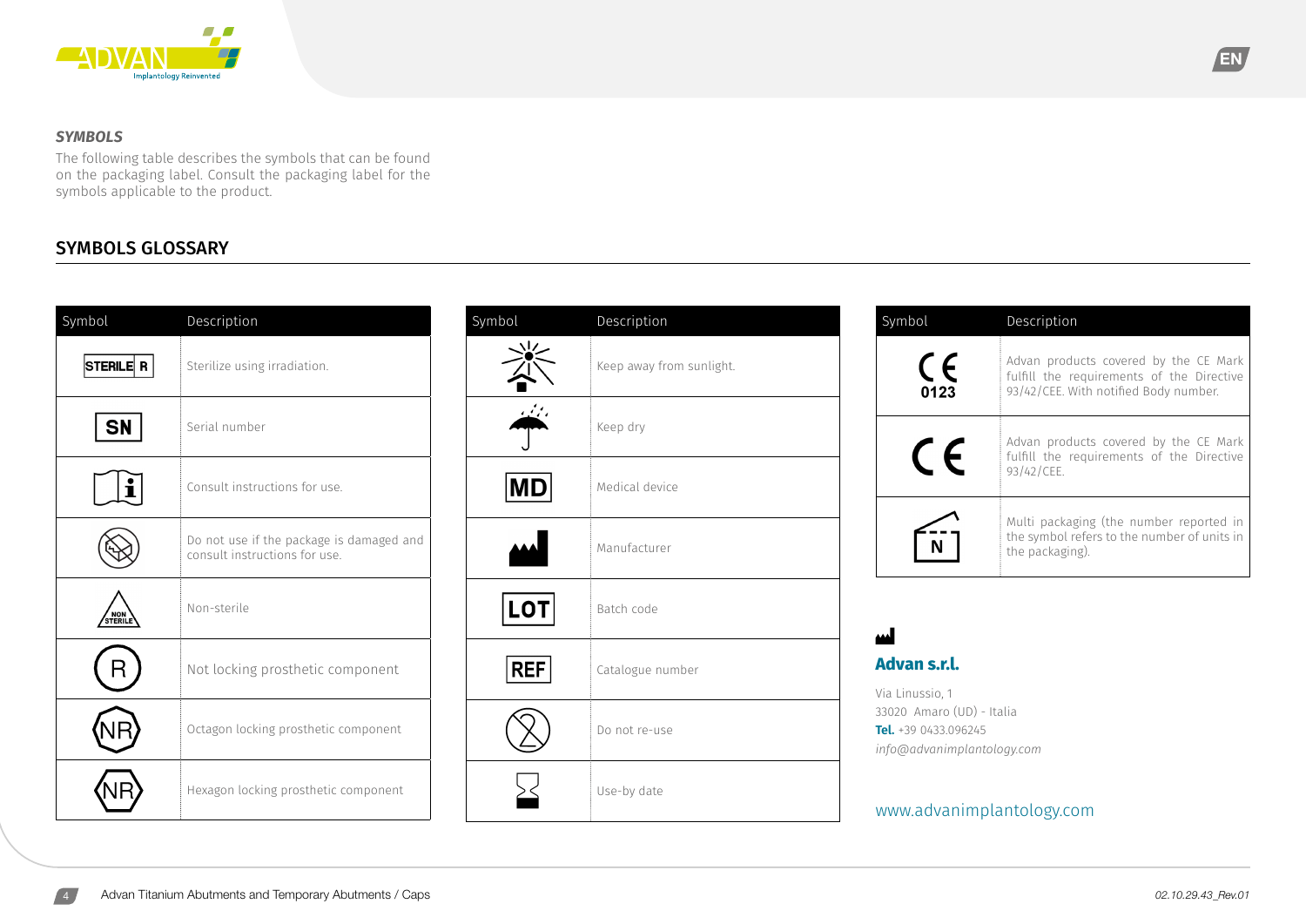### *SYMBOLS*

The following table describes the symbols that can be found on the packaging label. Consult the packaging label for the symbols applicable to the product.

## SYMBOLS GLOSSARY

| Symbol | Description |
|---|---|
| STERILE R | Sterilize using irradiation. |
| SN | Serial number |
| | Consult instructions for use. |
| | Do not use if the package is damaged and consult instructions for use. |
| NON STERILE | Non-sterile |
| R | Not locking prosthetic component |
| NR | Octagon locking prosthetic component |
| NR | Hexagon locking prosthetic component |

| Symbol | Description |
|---|---|
| | Keep away from sunlight. |
| | Keep dry |
| MD | Medical device |
| | Manufacturer |
| LOT | Batch code |
| REF | Catalogue number |
| | Do not re-use |
| | Use-by date |

| Symbol | Description |
|---|---|
| CE 0123 | Advan products covered by the CE Mark fulfill the requirements of the Directive 93/42/CEE. With notified Body number. |
| CE | Advan products covered by the CE Mark fulfill the requirements of the Directive 93/42/CEE. |
| N | Multi packaging (the number reported in the symbol refers to the number of units in the packaging). |

**Advan s.r.l.**

Via Linussio, 1
33020 Amaro (UD) - Italia
**Tel.** +39 0433.096245
*info@advanimplantology.com*

www.advanimplantology.com

Advan Titanium Abutments and Temporary Abutments / Caps

*02.10.29.43_Rev.01*